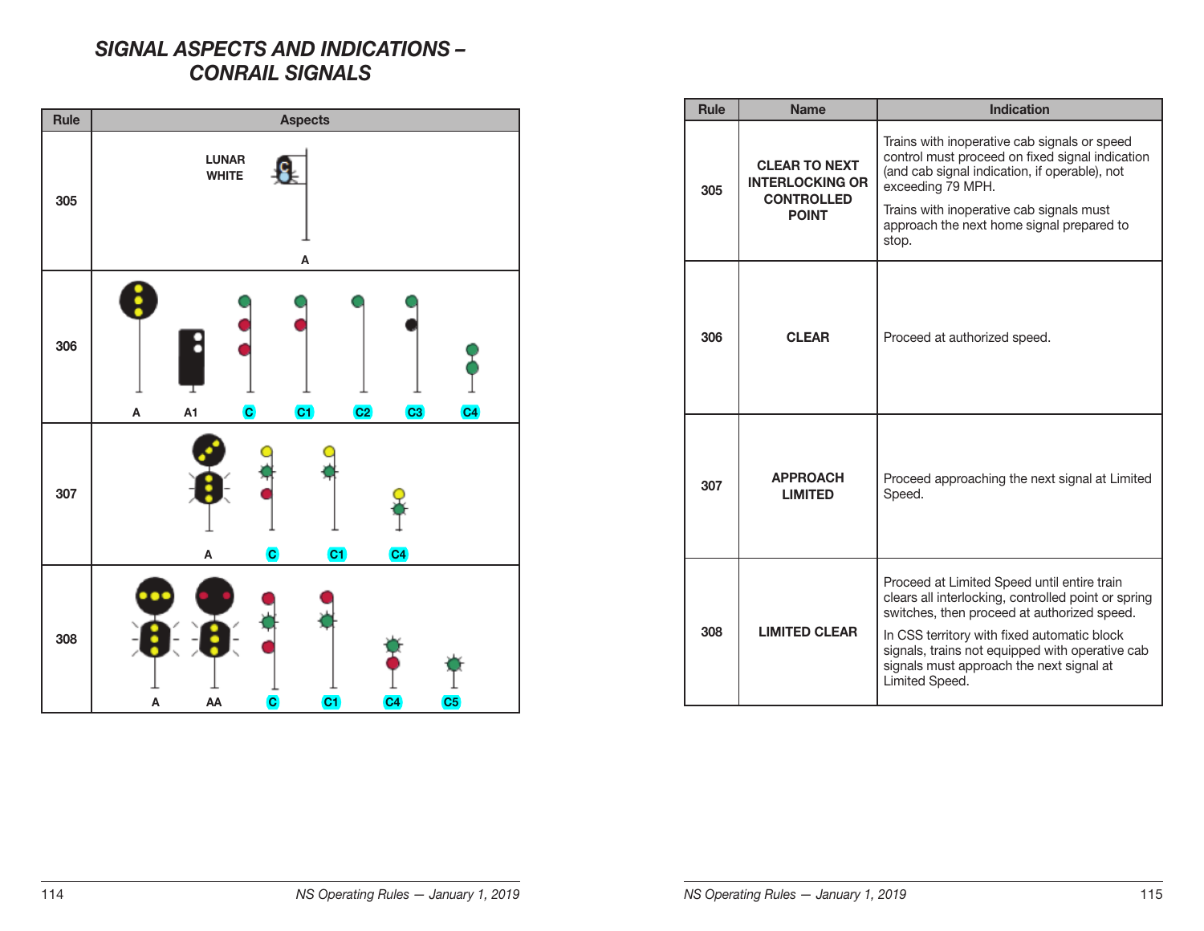## *SIGNAL ASPECTS AND INDICATIONS – CONRAIL SIGNALS*

| Rule | Aspects |
|---|---|
| 305 | LUNAR WHITE<br>A |
| 306 | A, A1, C, C1, C2, C3, C4 |
| 307 | A, C, C1, C4 |
| 308 | A, AA, C, C1, C4, C5 |

| Rule | Name | Indication |
|---|---|---|
| 305 | CLEAR TO NEXT INTERLOCKING OR CONTROLLED POINT | Trains with inoperative cab signals or speed control must proceed on fixed signal indication (and cab signal indication, if operable), not exceeding 79 MPH.<br><br>Trains with inoperative cab signals must approach the next home signal prepared to stop. |
| 306 | CLEAR | Proceed at authorized speed. |
| 307 | APPROACH LIMITED | Proceed approaching the next signal at Limited Speed. |
| 308 | LIMITED CLEAR | Proceed at Limited Speed until entire train clears all interlocking, controlled point or spring switches, then proceed at authorized speed.<br><br>In CSS territory with fixed automatic block signals, trains not equipped with operative cab signals must approach the next signal at Limited Speed. |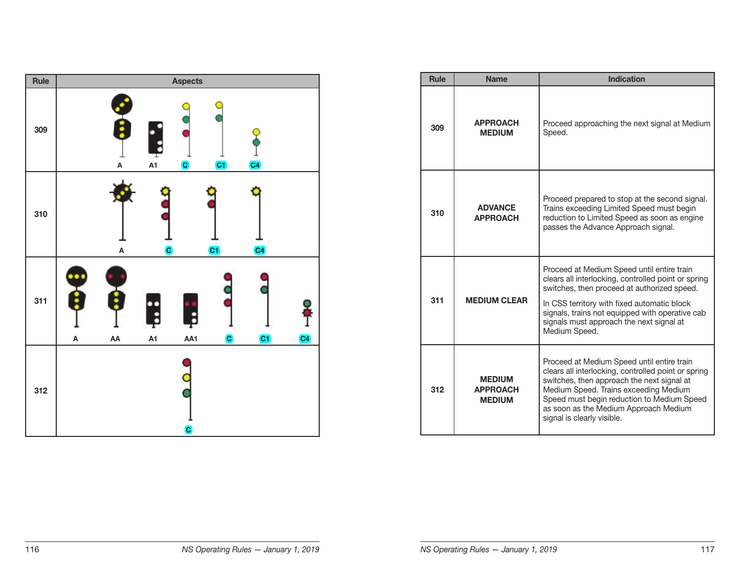| Rule | Aspects |
| --- | --- |
| 309 | A  A1  C  C1  C4 |
| 310 | A  C  C1  C4 |
| 311 | A  AA  A1  AA1  C  C1  C4 |
| 312 | C |

| Rule | Name | Indication |
| --- | --- | --- |
| 309 | APPROACH MEDIUM | Proceed approaching the next signal at Medium Speed. |
| 310 | ADVANCE APPROACH | Proceed prepared to stop at the second signal. Trains exceeding Limited Speed must begin reduction to Limited Speed as soon as engine passes the Advance Approach signal. |
| 311 | MEDIUM CLEAR | Proceed at Medium Speed until entire train clears all interlocking, controlled point or spring switches, then proceed at authorized speed. In CSS territory with fixed automatic block signals, trains not equipped with operative cab signals must approach the next signal at Medium Speed. |
| 312 | MEDIUM APPROACH MEDIUM | Proceed at Medium Speed until entire train clears all interlocking, controlled point or spring switches, then approach the next signal at Medium Speed. Trains exceeding Medium Speed must begin reduction to Medium Speed as soon as the Medium Approach Medium signal is clearly visible. |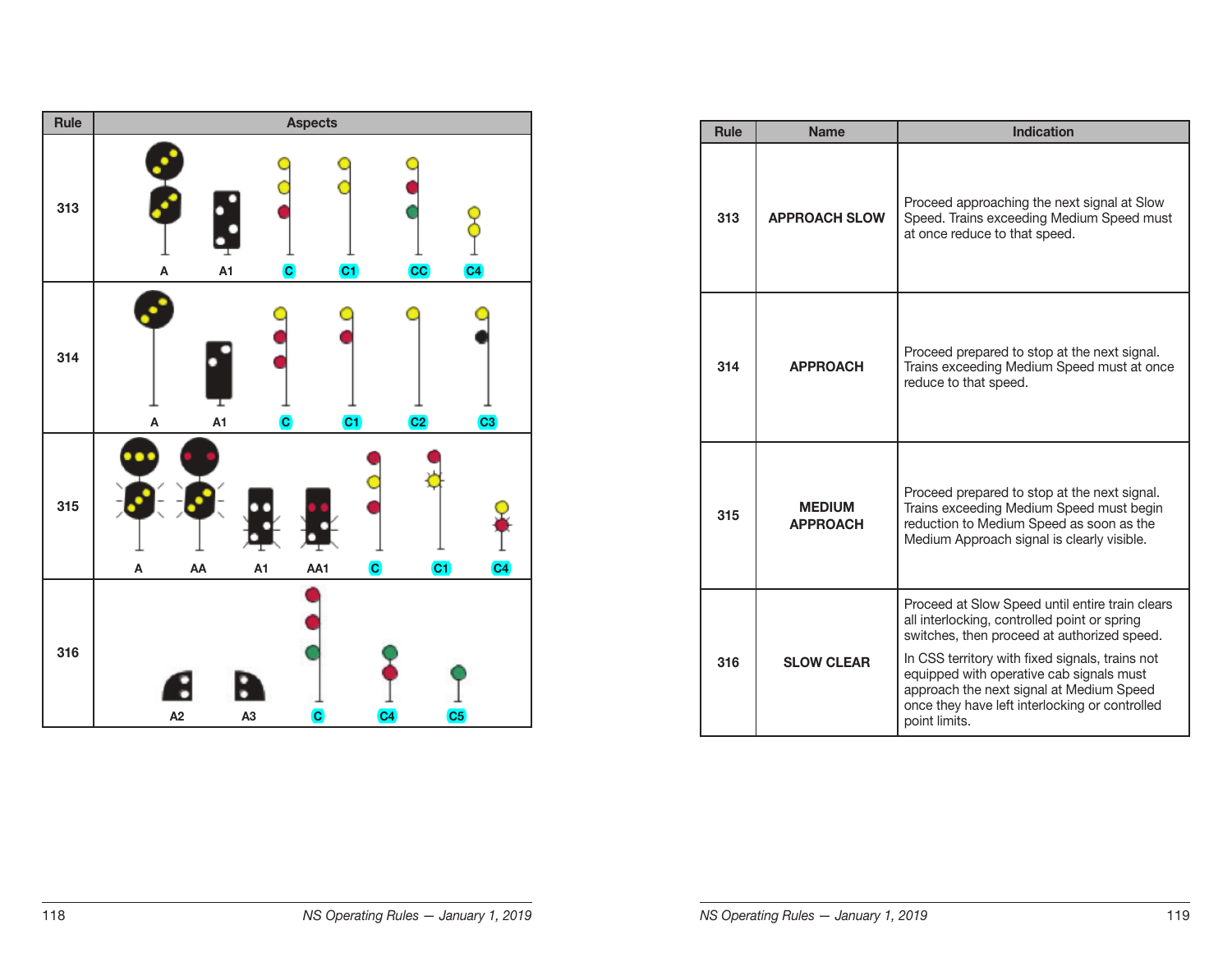| Rule | Aspects |
|---|---|
| 313 | A, A1, C, C1, CC, C4 |
| 314 | A, A1, C, C1, C2, C3 |
| 315 | A, AA, A1, AA1, C, C1, C4 |
| 316 | A2, A3, C, C4, C5 |

| Rule | Name | Indication |
|---|---|---|
| 313 | APPROACH SLOW | Proceed approaching the next signal at Slow Speed. Trains exceeding Medium Speed must at once reduce to that speed. |
| 314 | APPROACH | Proceed prepared to stop at the next signal. Trains exceeding Medium Speed must at once reduce to that speed. |
| 315 | MEDIUM APPROACH | Proceed prepared to stop at the next signal. Trains exceeding Medium Speed must begin reduction to Medium Speed as soon as the Medium Approach signal is clearly visible. |
| 316 | SLOW CLEAR | Proceed at Slow Speed until entire train clears all interlocking, controlled point or spring switches, then proceed at authorized speed. In CSS territory with fixed signals, trains not equipped with operative cab signals must approach the next signal at Medium Speed once they have left interlocking or controlled point limits. |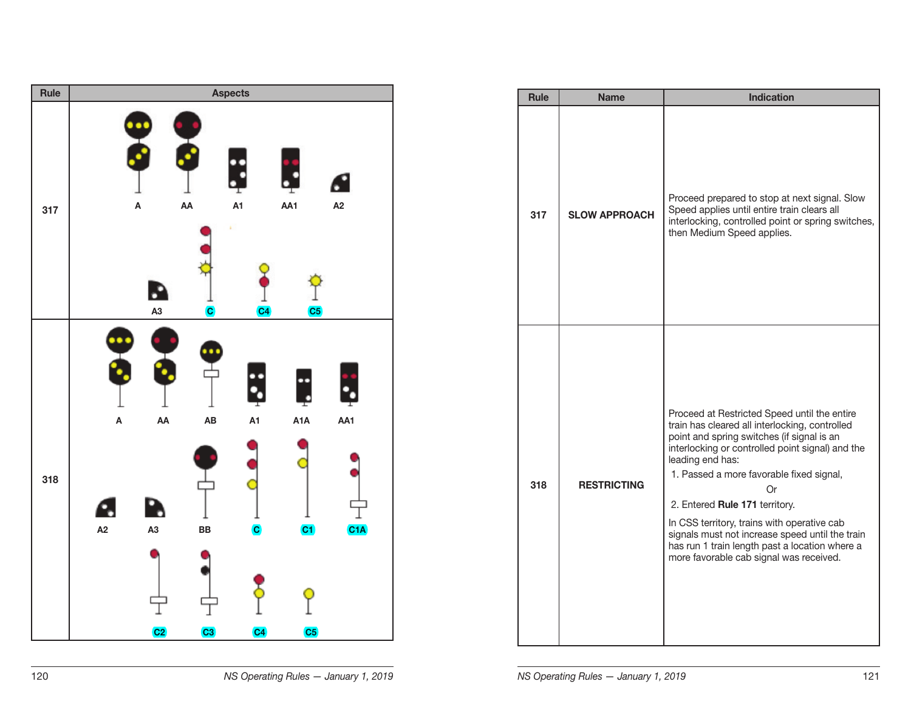| Rule | Aspects |
| --- | --- |
| 317 | A, AA, A1, AA1, A2, A3, C, C4, C5 |
| 318 | A, AA, AB, A1, A1A, AA1, A2, A3, BB, C, C1, C1A, C2, C3, C4, C5 |

| Rule | Name | Indication |
| --- | --- | --- |
| 317 | **SLOW APPROACH** | Proceed prepared to stop at next signal. Slow Speed applies until entire train clears all interlocking, controlled point or spring switches, then Medium Speed applies. |
| 318 | **RESTRICTING** | Proceed at Restricted Speed until the entire train has cleared all interlocking, controlled point and spring switches (if signal is an interlocking or controlled point signal) and the leading end has:<br>1. Passed a more favorable fixed signal,<br>Or<br>2. Entered **Rule 171** territory.<br>In CSS territory, trains with operative cab signals must not increase speed until the train has run 1 train length past a location where a more favorable cab signal was received. |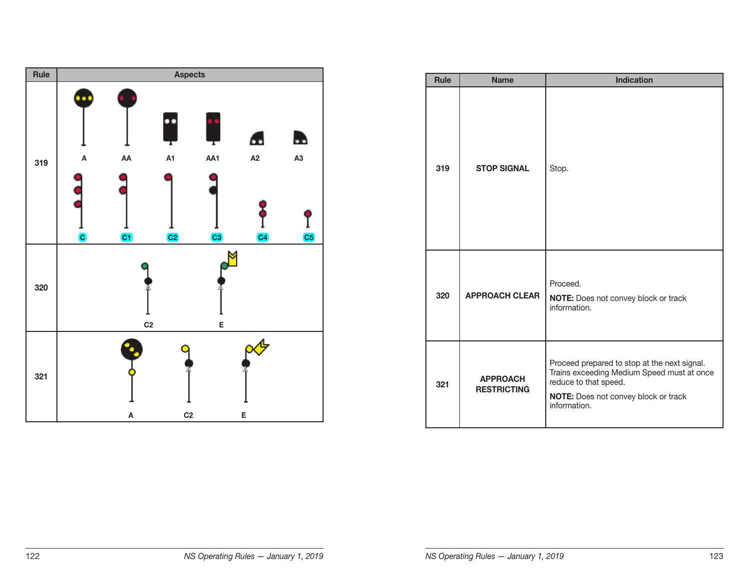| Rule | Aspects |
|---|---|
| 319 | A, AA, A1, AA1, A2, A3, C, C1, C2, C3, C4, C5 |
| 320 | C2, E |
| 321 | A, C2, E |

| Rule | Name | Indication |
|---|---|---|
| 319 | **STOP SIGNAL** | Stop. |
| 320 | **APPROACH CLEAR** | Proceed.<br>**NOTE:** Does not convey block or track information. |
| 321 | **APPROACH RESTRICTING** | Proceed prepared to stop at the next signal. Trains exceeding Medium Speed must at once reduce to that speed.<br>**NOTE:** Does not convey block or track information. |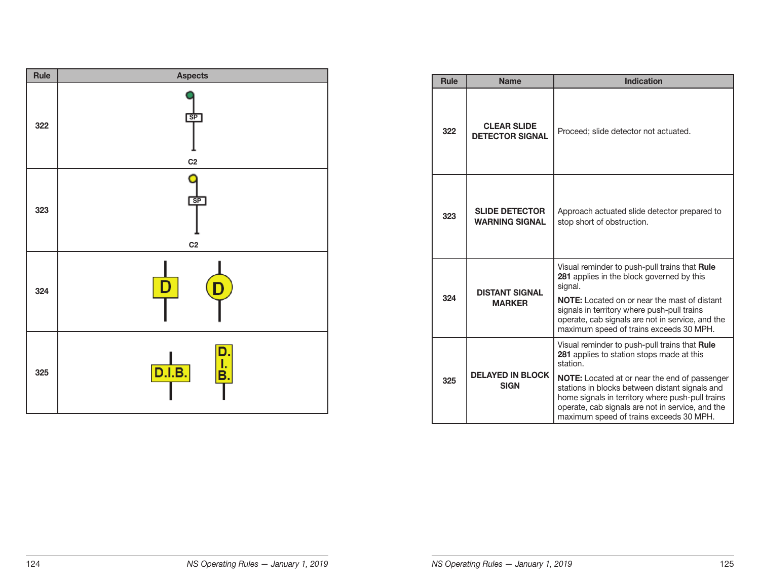| Rule | Aspects |
| --- | --- |
| 322 | SP C2 |
| 323 | SP C2 |
| 324 | D D |
| 325 | D.I.B. D. I. B. |

| Rule | Name | Indication |
| --- | --- | --- |
| 322 | CLEAR SLIDE DETECTOR SIGNAL | Proceed; slide detector not actuated. |
| 323 | SLIDE DETECTOR WARNING SIGNAL | Approach actuated slide detector prepared to stop short of obstruction. |
| 324 | DISTANT SIGNAL MARKER | Visual reminder to push-pull trains that **Rule 281** applies in the block governed by this signal. **NOTE:** Located on or near the mast of distant signals in territory where push-pull trains operate, cab signals are not in service, and the maximum speed of trains exceeds 30 MPH. |
| 325 | DELAYED IN BLOCK SIGN | Visual reminder to push-pull trains that **Rule 281** applies to station stops made at this station. **NOTE:** Located at or near the end of passenger stations in blocks between distant signals and home signals in territory where push-pull trains operate, cab signals are not in service, and the maximum speed of trains exceeds 30 MPH. |